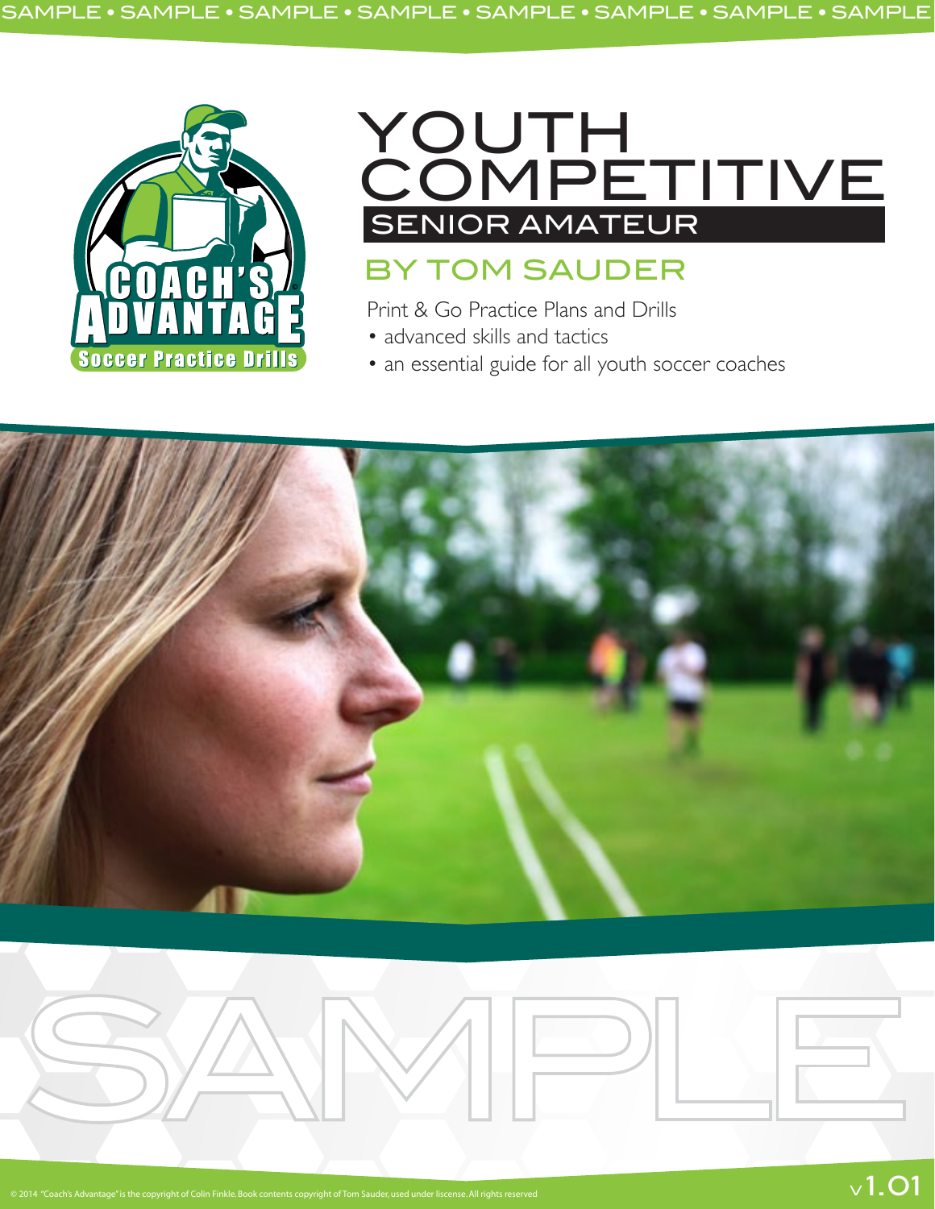# YOUTH COMPETITIVE

## SENIOR AMATEUR

## BY TOM SAUDER

Print & Go Practice Plans and Drills

- advanced skills and tactics
- an essential guide for all youth soccer coaches

SAMPLE

© 2014 "Coach's Advantage" is the copyright of Colin Finkle. Book contents copyright of Tom Sauder, used under liscense. All rights reserved

v1.01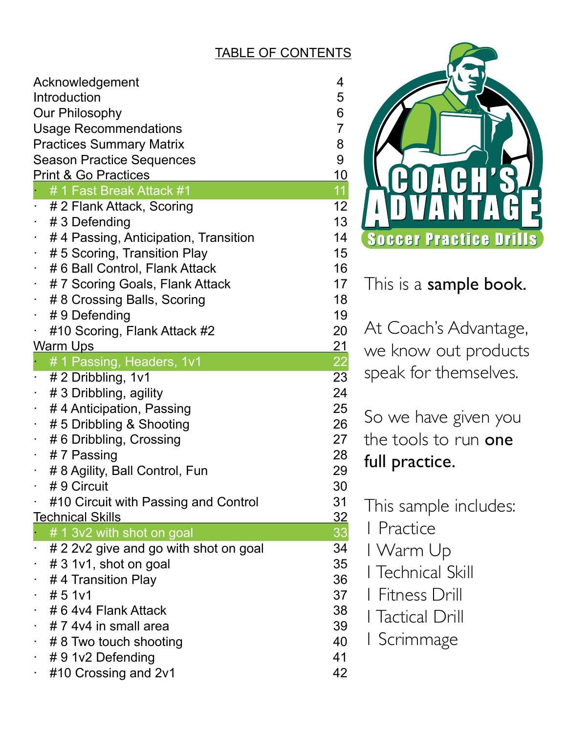## TABLE OF CONTENTS

| | |
|---|---|
| Acknowledgement | 4 |
| Introduction | 5 |
| Our Philosophy | 6 |
| Usage Recommendations | 7 |
| Practices Summary Matrix | 8 |
| Season Practice Sequences | 9 |
| Print & Go Practices | 10 |
| · # 1 Fast Break Attack #1 | 11 |
| · # 2 Flank Attack, Scoring | 12 |
| · # 3 Defending | 13 |
| · # 4 Passing, Anticipation, Transition | 14 |
| · # 5 Scoring, Transition Play | 15 |
| · # 6 Ball Control, Flank Attack | 16 |
| · # 7 Scoring Goals, Flank Attack | 17 |
| · # 8 Crossing Balls, Scoring | 18 |
| · # 9 Defending | 19 |
| · #10 Scoring, Flank Attack #2 | 20 |
| Warm Ups | 21 |
| · # 1 Passing, Headers, 1v1 | 22 |
| · # 2 Dribbling, 1v1 | 23 |
| · # 3 Dribbling, agility | 24 |
| · # 4 Anticipation, Passing | 25 |
| · # 5 Dribbling & Shooting | 26 |
| · # 6 Dribbling, Crossing | 27 |
| · # 7 Passing | 28 |
| · # 8 Agility, Ball Control, Fun | 29 |
| · # 9 Circuit | 30 |
| · #10 Circuit with Passing and Control | 31 |
| Technical Skills | 32 |
| · # 1 3v2 with shot on goal | 33 |
| · # 2 2v2 give and go with shot on goal | 34 |
| · # 3 1v1, shot on goal | 35 |
| · # 4 Transition Play | 36 |
| · # 5 1v1 | 37 |
| · # 6 4v4 Flank Attack | 38 |
| · # 7 4v4 in small area | 39 |
| · # 8 Two touch shooting | 40 |
| · # 9 1v2 Defending | 41 |
| · #10 Crossing and 2v1 | 42 |

COACH'S ADVANTAGE
Soccer Practice Drills

This is a **sample book.**

At Coach's Advantage, we know out products speak for themselves.

So we have given you the tools to run **one full practice.**

This sample includes:

1 Practice
1 Warm Up
1 Technical Skill
1 Fitness Drill
1 Tactical Drill
1 Scrimmage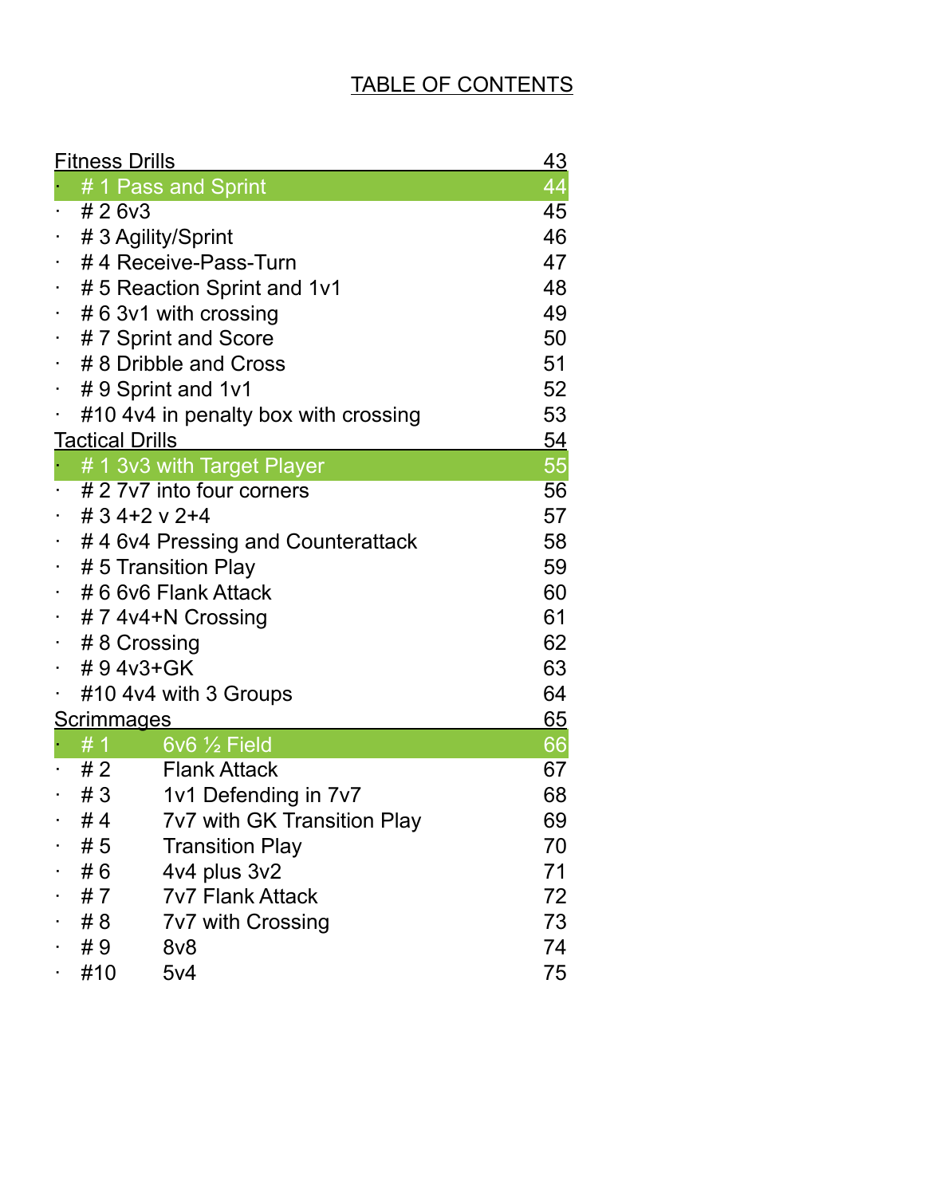# TABLE OF CONTENTS

| | |
|---|---|
| Fitness Drills | 43 |
| · # 1 Pass and Sprint | 44 |
| · # 2 6v3 | 45 |
| · # 3 Agility/Sprint | 46 |
| · # 4 Receive-Pass-Turn | 47 |
| · # 5 Reaction Sprint and 1v1 | 48 |
| · # 6 3v1 with crossing | 49 |
| · # 7 Sprint and Score | 50 |
| · # 8 Dribble and Cross | 51 |
| · # 9 Sprint and 1v1 | 52 |
| · #10 4v4 in penalty box with crossing | 53 |
| Tactical Drills | 54 |
| · # 1 3v3 with Target Player | 55 |
| · # 2 7v7 into four corners | 56 |
| · # 3 4+2 v 2+4 | 57 |
| · # 4 6v4 Pressing and Counterattack | 58 |
| · # 5 Transition Play | 59 |
| · # 6 6v6 Flank Attack | 60 |
| · # 7 4v4+N Crossing | 61 |
| · # 8 Crossing | 62 |
| · # 9 4v3+GK | 63 |
| · #10 4v4 with 3 Groups | 64 |
| Scrimmages | 65 |
| · # 1 6v6 ½ Field | 66 |
| · # 2 Flank Attack | 67 |
| · # 3 1v1 Defending in 7v7 | 68 |
| · # 4 7v7 with GK Transition Play | 69 |
| · # 5 Transition Play | 70 |
| · # 6 4v4 plus 3v2 | 71 |
| · # 7 7v7 Flank Attack | 72 |
| · # 8 7v7 with Crossing | 73 |
| · # 9 8v8 | 74 |
| · #10 5v4 | 75 |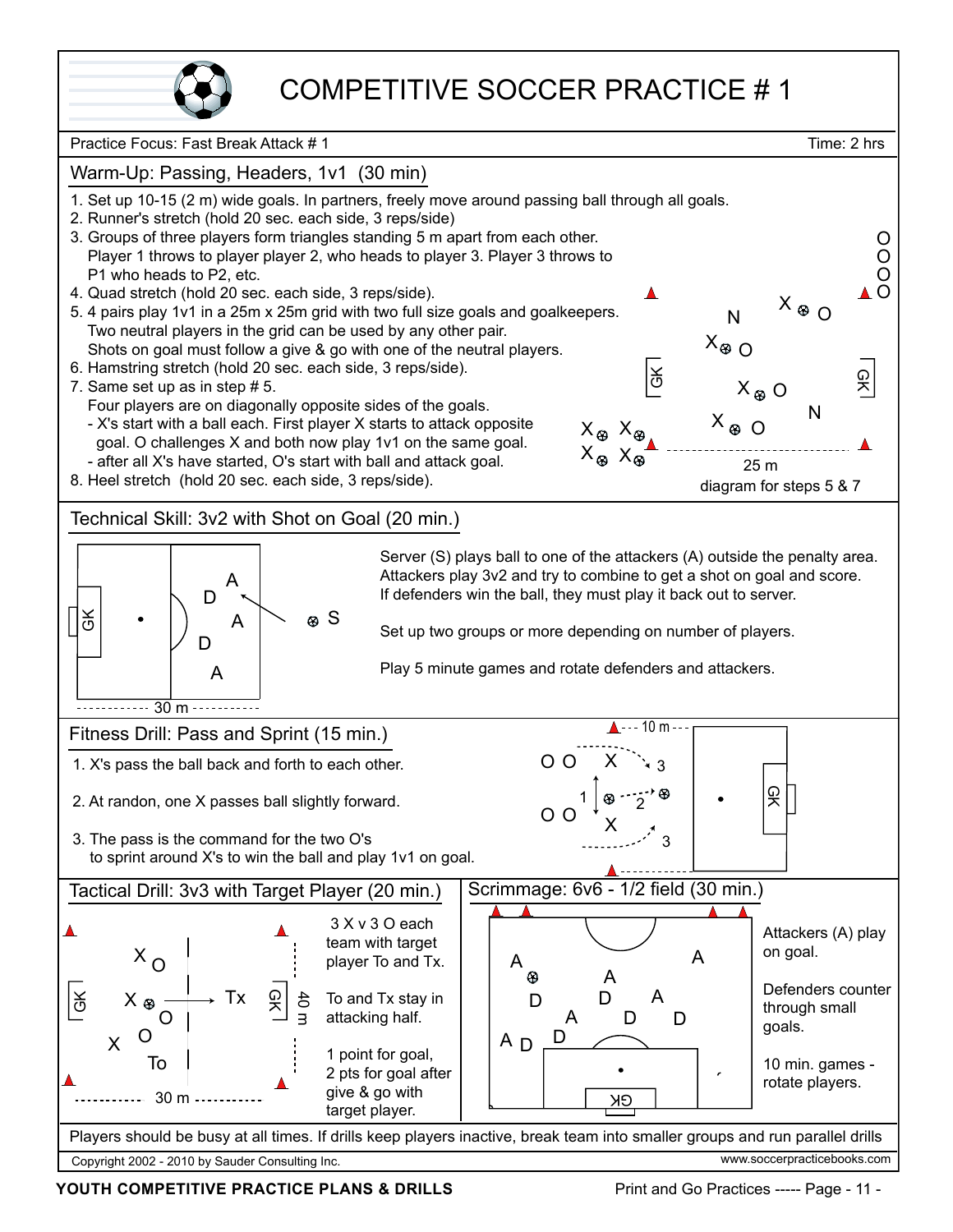# COMPETITIVE SOCCER PRACTICE # 1

Practice Focus: Fast Break Attack # 1 — Time: 2 hrs

## Warm-Up: Passing, Headers, 1v1 (30 min)

1. Set up 10-15 (2 m) wide goals. In partners, freely move around passing ball through all goals.
2. Runner's stretch (hold 20 sec. each side, 3 reps/side)
3. Groups of three players form triangles standing 5 m apart from each other. Player 1 throws to player player 2, who heads to player 3. Player 3 throws to P1 who heads to P2, etc.
4. Quad stretch (hold 20 sec. each side, 3 reps/side).
5. 4 pairs play 1v1 in a 25m x 25m grid with two full size goals and goalkeepers. Two neutral players in the grid can be used by any other pair. Shots on goal must follow a give & go with one of the neutral players.
6. Hamstring stretch (hold 20 sec. each side, 3 reps/side).
7. Same set up as in step # 5.
   Four players are on diagonally opposite sides of the goals.
   - X's start with a ball each. First player X starts to attack opposite goal. O challenges X and both now play 1v1 on the same goal.
   - after all X's have started, O's start with ball and attack goal.
8. Heel stretch (hold 20 sec. each side, 3 reps/side).

25 m
diagram for steps 5 & 7

## Technical Skill: 3v2 with Shot on Goal (20 min.)

30 m

Server (S) plays ball to one of the attackers (A) outside the penalty area. Attackers play 3v2 and try to combine to get a shot on goal and score. If defenders win the ball, they must play it back out to server.

Set up two groups or more depending on number of players.

Play 5 minute games and rotate defenders and attackers.

## Fitness Drill: Pass and Sprint (15 min.)

1. X's pass the ball back and forth to each other.
2. At randon, one X passes ball slightly forward.
3. The pass is the command for the two O's to sprint around X's to win the ball and play 1v1 on goal.

10 m

## Tactical Drill: 3v3 with Target Player (20 min.)

30 m
40 m

3 X v 3 O each team with target player To and Tx.

To and Tx stay in attacking half.

1 point for goal, 2 pts for goal after give & go with target player.

## Scrimmage: 6v6 - 1/2 field (30 min.)

Attackers (A) play on goal.

Defenders counter through small goals.

10 min. games - rotate players.

Players should be busy at all times. If drills keep players inactive, break team into smaller groups and run parallel drills

Copyright 2002 - 2010 by Sauder Consulting Inc. — www.soccerpracticebooks.com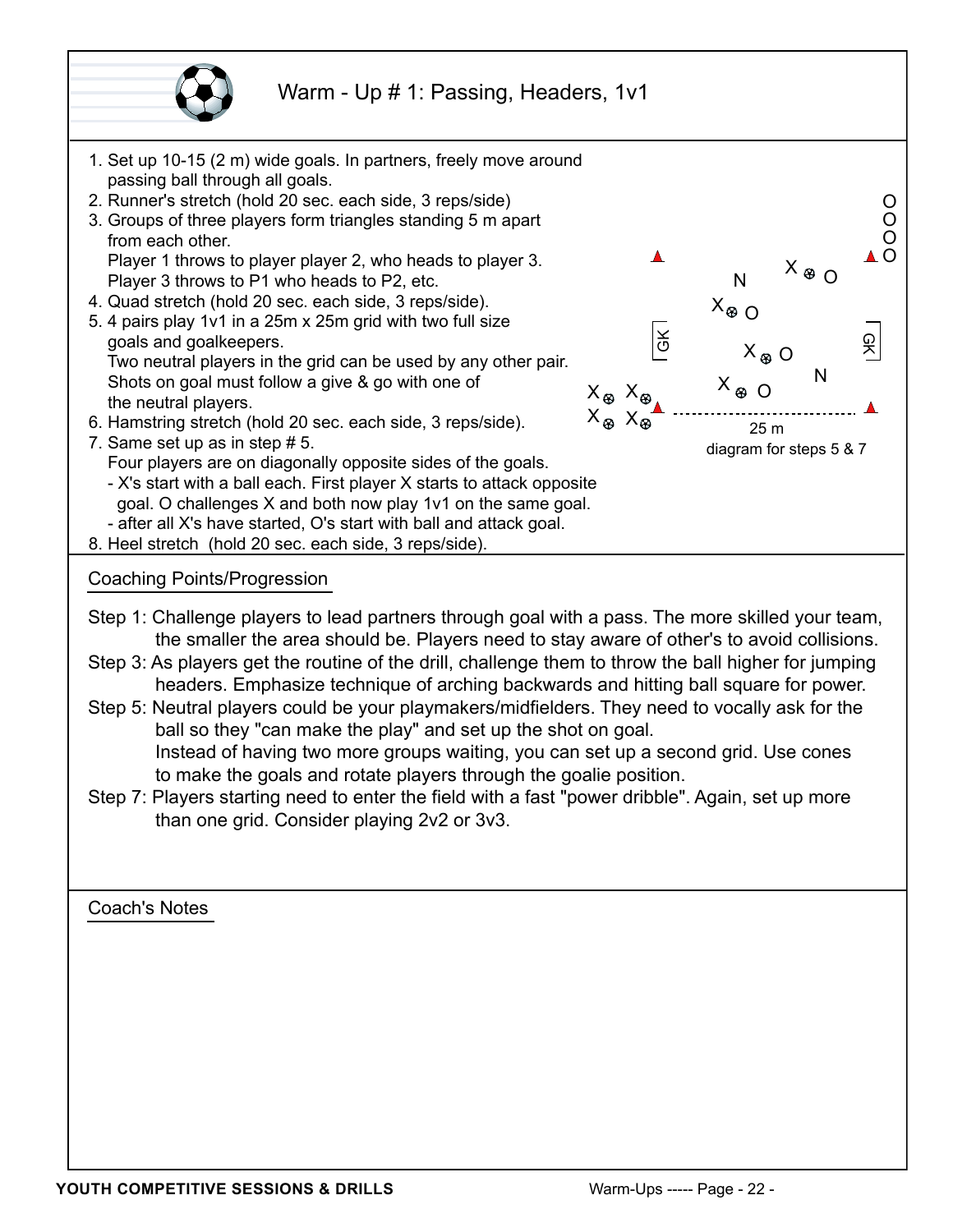# Warm - Up # 1: Passing, Headers, 1v1

1. Set up 10-15 (2 m) wide goals. In partners, freely move around passing ball through all goals.
2. Runner's stretch (hold 20 sec. each side, 3 reps/side)
3. Groups of three players form triangles standing 5 m apart from each other.
   Player 1 throws to player player 2, who heads to player 3.
   Player 3 throws to P1 who heads to P2, etc.
4. Quad stretch (hold 20 sec. each side, 3 reps/side).
5. 4 pairs play 1v1 in a 25m x 25m grid with two full size goals and goalkeepers.
   Two neutral players in the grid can be used by any other pair.
   Shots on goal must follow a give & go with one of the neutral players.
6. Hamstring stretch (hold 20 sec. each side, 3 reps/side).
7. Same set up as in step # 5.
   Four players are on diagonally opposite sides of the goals.
   - X's start with a ball each. First player X starts to attack opposite goal. O challenges X and both now play 1v1 on the same goal.
   - after all X's have started, O's start with ball and attack goal.
8. Heel stretch (hold 20 sec. each side, 3 reps/side).

GK
GK
N
N
25 m
diagram for steps 5 & 7

## Coaching Points/Progression

Step 1: Challenge players to lead partners through goal with a pass. The more skilled your team, the smaller the area should be. Players need to stay aware of other's to avoid collisions.

Step 3: As players get the routine of the drill, challenge them to throw the ball higher for jumping headers. Emphasize technique of arching backwards and hitting ball square for power.

Step 5: Neutral players could be your playmakers/midfielders. They need to vocally ask for the ball so they "can make the play" and set up the shot on goal.
Instead of having two more groups waiting, you can set up a second grid. Use cones to make the goals and rotate players through the goalie position.

Step 7: Players starting need to enter the field with a fast "power dribble". Again, set up more than one grid. Consider playing 2v2 or 3v3.

## Coach's Notes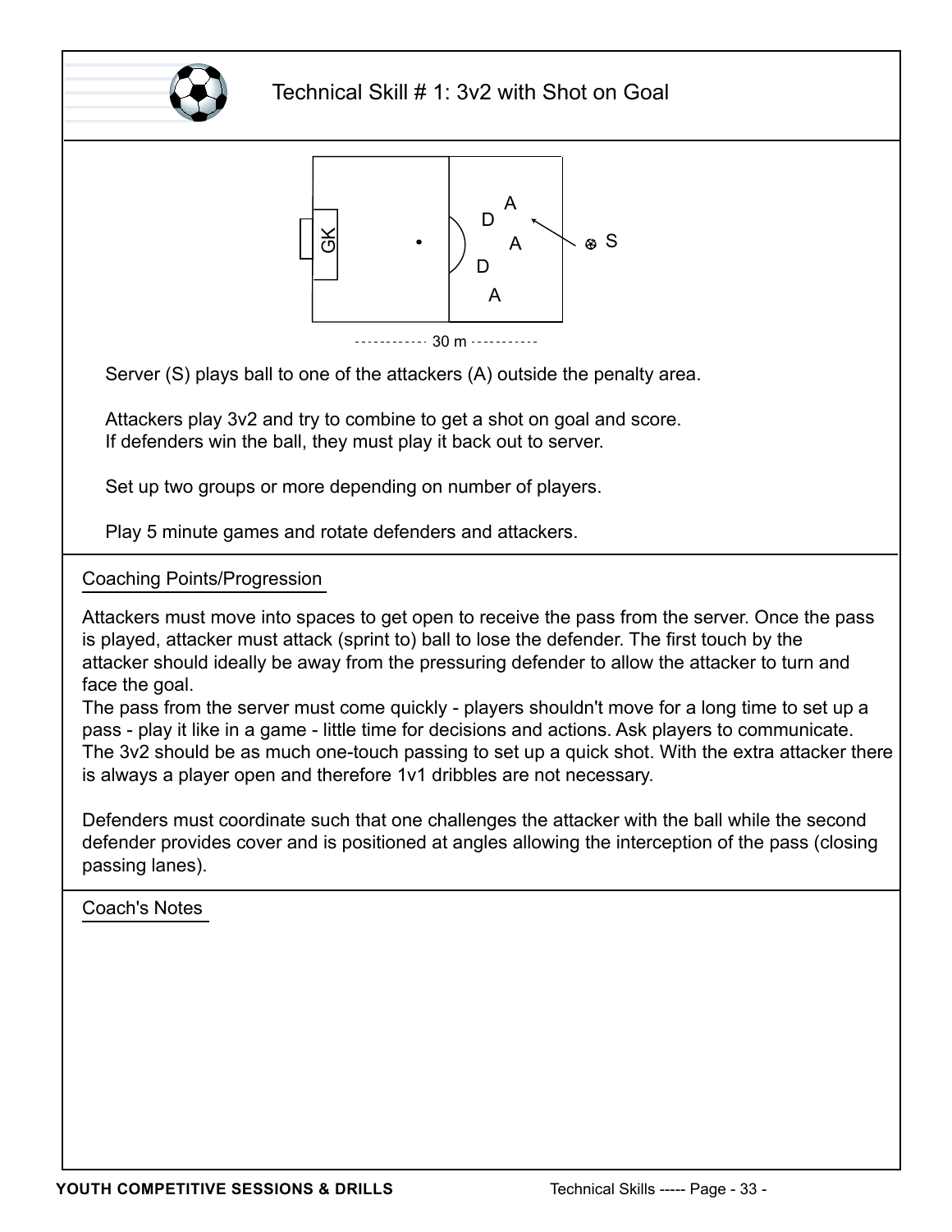# Technical Skill # 1: 3v2 with Shot on Goal

GK

A
D
A
D
A

S

30 m

Server (S) plays ball to one of the attackers (A) outside the penalty area.

Attackers play 3v2 and try to combine to get a shot on goal and score.
If defenders win the ball, they must play it back out to server.

Set up two groups or more depending on number of players.

Play 5 minute games and rotate defenders and attackers.

## Coaching Points/Progression

Attackers must move into spaces to get open to receive the pass from the server. Once the pass is played, attacker must attack (sprint to) ball to lose the defender. The first touch by the attacker should ideally be away from the pressuring defender to allow the attacker to turn and face the goal.
The pass from the server must come quickly - players shouldn't move for a long time to set up a pass - play it like in a game - little time for decisions and actions. Ask players to communicate.
The 3v2 should be as much one-touch passing to set up a quick shot. With the extra attacker there is always a player open and therefore 1v1 dribbles are not necessary.

Defenders must coordinate such that one challenges the attacker with the ball while the second defender provides cover and is positioned at angles allowing the interception of the pass (closing passing lanes).

## Coach's Notes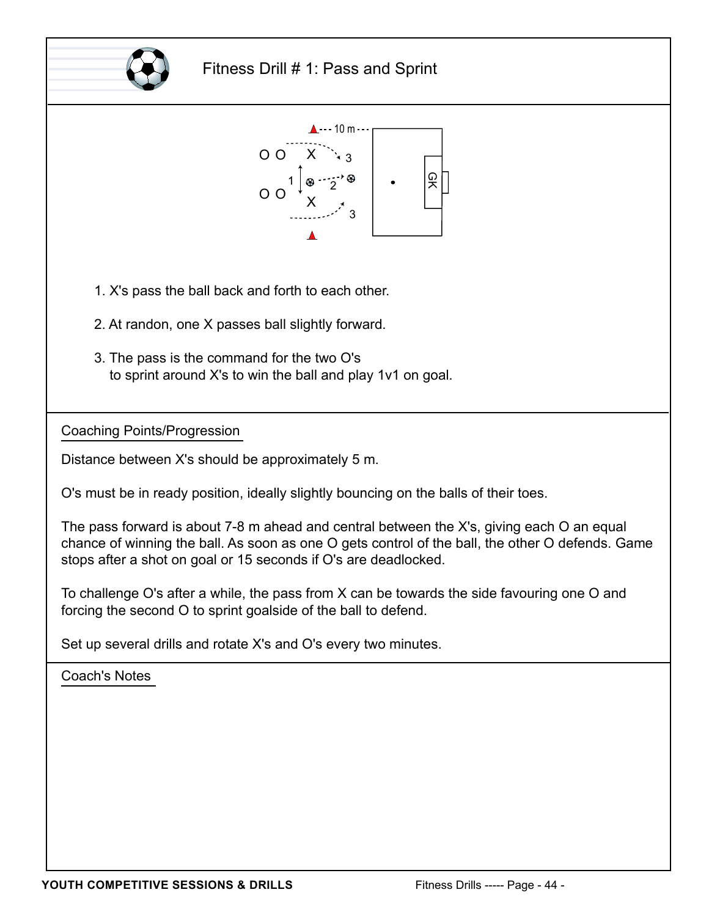# Fitness Drill # 1: Pass and Sprint

10 m

O O X 3

1 2

O O X

3

GK

1. X's pass the ball back and forth to each other.

2. At randon, one X passes ball slightly forward.

3. The pass is the command for the two O's to sprint around X's to win the ball and play 1v1 on goal.

## Coaching Points/Progression

Distance between X's should be approximately 5 m.

O's must be in ready position, ideally slightly bouncing on the balls of their toes.

The pass forward is about 7-8 m ahead and central between the X's, giving each O an equal chance of winning the ball. As soon as one O gets control of the ball, the other O defends. Game stops after a shot on goal or 15 seconds if O's are deadlocked.

To challenge O's after a while, the pass from X can be towards the side favouring one O and forcing the second O to sprint goalside of the ball to defend.

Set up several drills and rotate X's and O's every two minutes.

## Coach's Notes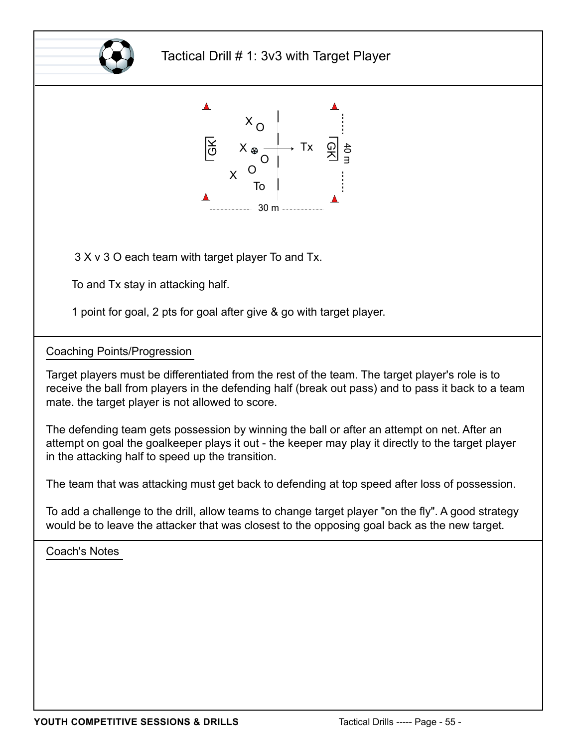# Tactical Drill # 1: 3v3 with Target Player

GK

X O

X O

X O

To

Tx

GK

30 m

40 m

3 X v 3 O each team with target player To and Tx.

To and Tx stay in attacking half.

1 point for goal, 2 pts for goal after give & go with target player.

## Coaching Points/Progression

Target players must be differentiated from the rest of the team. The target player's role is to receive the ball from players in the defending half (break out pass) and to pass it back to a team mate. the target player is not allowed to score.

The defending team gets possession by winning the ball or after an attempt on net. After an attempt on goal the goalkeeper plays it out - the keeper may play it directly to the target player in the attacking half to speed up the transition.

The team that was attacking must get back to defending at top speed after loss of possession.

To add a challenge to the drill, allow teams to change target player "on the fly". A good strategy would be to leave the attacker that was closest to the opposing goal back as the new target.

## Coach's Notes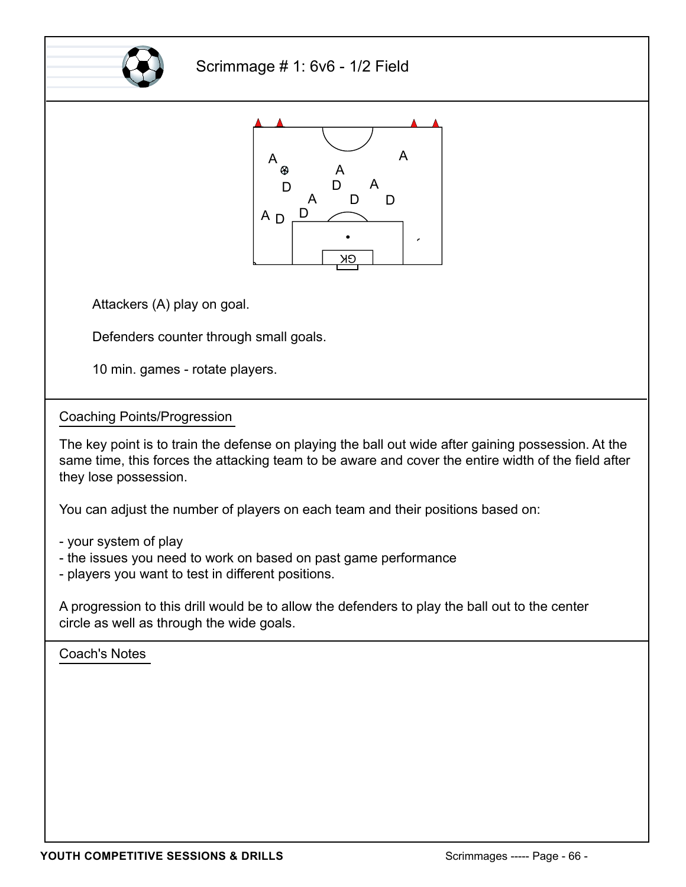# Scrimmage # 1: 6v6 - 1/2 Field

Attackers (A) play on goal.

Defenders counter through small goals.

10 min. games - rotate players.

## Coaching Points/Progression

The key point is to train the defense on playing the ball out wide after gaining possession. At the same time, this forces the attacking team to be aware and cover the entire width of the field after they lose possession.

You can adjust the number of players on each team and their positions based on:

- your system of play
- the issues you need to work on based on past game performance
- players you want to test in different positions.

A progression to this drill would be to allow the defenders to play the ball out to the center circle as well as through the wide goals.

## Coach's Notes